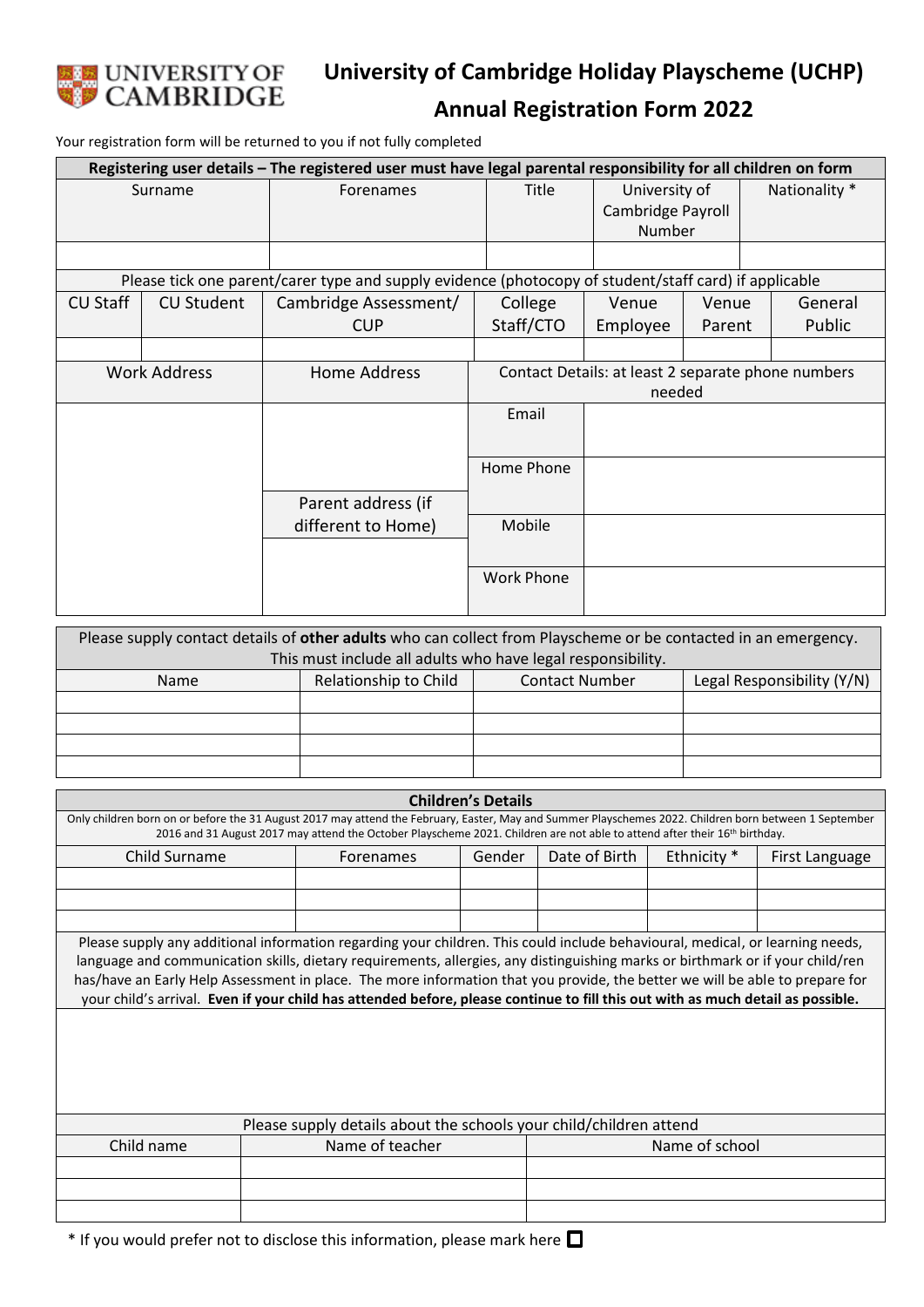# University of Cambridge Holiday Playscheme (UCHP)

## Annual Registration Form 2022

Your registration form will be returned to you if not fully completed

| Registering user details – The registered user must have legal parental responsibility for all children on form | | | | |
|---|---|---|---|---|
| Surname | Forenames | Title | University of Cambridge Payroll Number | Nationality * |
| | | | | |

Please tick one parent/carer type and supply evidence (photocopy of student/staff card) if applicable

| CU Staff | CU Student | Cambridge Assessment/ CUP | College Staff/CTO | Venue Employee | Venue Parent | General Public |
|---|---|---|---|---|---|---|
| | | | | | | |

| Work Address | Home Address | Contact Details: at least 2 separate phone numbers needed | |
|---|---|---|---|
| | | Email | |
| | | Home Phone | |
| | Parent address (if different to Home) | Mobile | |
| | | Work Phone | |

Please supply contact details of **other adults** who can collect from Playscheme or be contacted in an emergency. This must include all adults who have legal responsibility.

| Name | Relationship to Child | Contact Number | Legal Responsibility (Y/N) |
|---|---|---|---|
| | | | |
| | | | |
| | | | |
| | | | |

**Children's Details**

Only children born on or before the 31 August 2017 may attend the February, Easter, May and Summer Playschemes 2022. Children born between 1 September 2016 and 31 August 2017 may attend the October Playscheme 2021. Children are not able to attend after their 16th birthday.

| Child Surname | Forenames | Gender | Date of Birth | Ethnicity * | First Language |
|---|---|---|---|---|---|
| | | | | | |
| | | | | | |
| | | | | | |

Please supply any additional information regarding your children. This could include behavioural, medical, or learning needs, language and communication skills, dietary requirements, allergies, any distinguishing marks or birthmark or if your child/ren has/have an Early Help Assessment in place. The more information that you provide, the better we will be able to prepare for your child's arrival. **Even if your child has attended before, please continue to fill this out with as much detail as possible.**

Please supply details about the schools your child/children attend

| Child name | Name of teacher | Name of school |
|---|---|---|
| | | |
| | | |
| | | |

\* If you would prefer not to disclose this information, please mark here ☐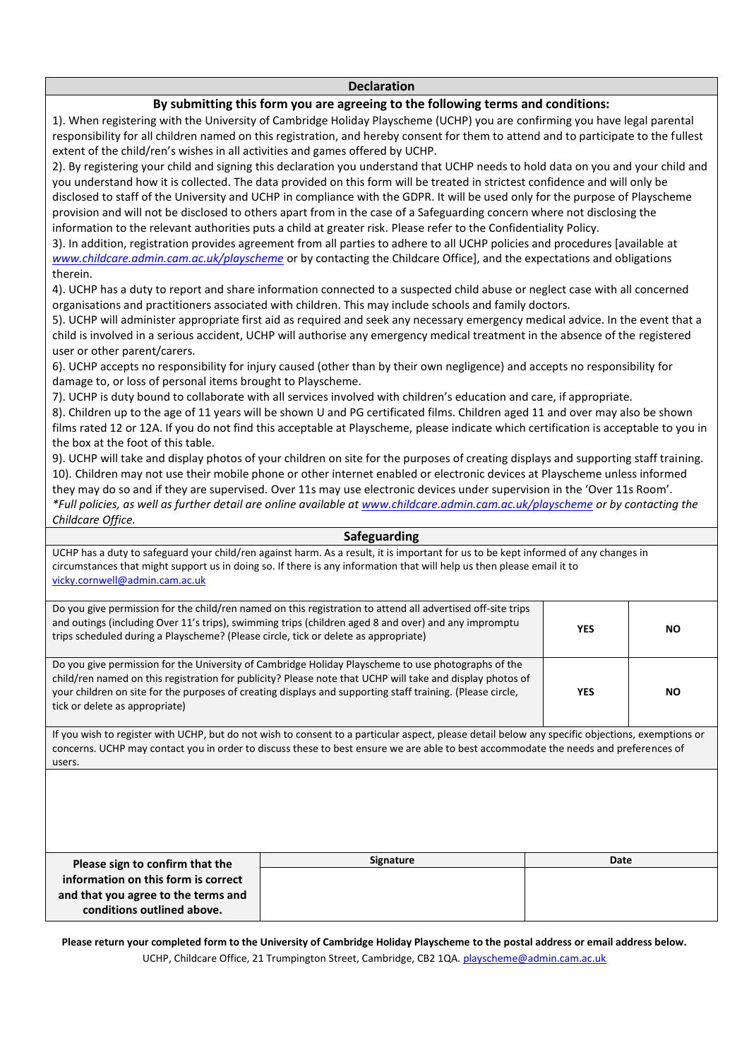## Declaration

**By submitting this form you are agreeing to the following terms and conditions:**

1). When registering with the University of Cambridge Holiday Playscheme (UCHP) you are confirming you have legal parental responsibility for all children named on this registration, and hereby consent for them to attend and to participate to the fullest extent of the child/ren's wishes in all activities and games offered by UCHP.

2). By registering your child and signing this declaration you understand that UCHP needs to hold data on you and your child and you understand how it is collected. The data provided on this form will be treated in strictest confidence and will only be disclosed to staff of the University and UCHP in compliance with the GDPR. It will be used only for the purpose of Playscheme provision and will not be disclosed to others apart from in the case of a Safeguarding concern where not disclosing the information to the relevant authorities puts a child at greater risk. Please refer to the Confidentiality Policy.

3). In addition, registration provides agreement from all parties to adhere to all UCHP policies and procedures [available at *www.childcare.admin.cam.ac.uk/playscheme* or by contacting the Childcare Office], and the expectations and obligations therein.

4). UCHP has a duty to report and share information connected to a suspected child abuse or neglect case with all concerned organisations and practitioners associated with children. This may include schools and family doctors.

5). UCHP will administer appropriate first aid as required and seek any necessary emergency medical advice. In the event that a child is involved in a serious accident, UCHP will authorise any emergency medical treatment in the absence of the registered user or other parent/carers.

6). UCHP accepts no responsibility for injury caused (other than by their own negligence) and accepts no responsibility for damage to, or loss of personal items brought to Playscheme.

7). UCHP is duty bound to collaborate with all services involved with children's education and care, if appropriate.

8). Children up to the age of 11 years will be shown U and PG certificated films. Children aged 11 and over may also be shown films rated 12 or 12A. If you do not find this acceptable at Playscheme, please indicate which certification is acceptable to you in the box at the foot of this table.

9). UCHP will take and display photos of your children on site for the purposes of creating displays and supporting staff training.

10). Children may not use their mobile phone or other internet enabled or electronic devices at Playscheme unless informed they may do so and if they are supervised. Over 11s may use electronic devices under supervision in the 'Over 11s Room'.

*\*Full policies, as well as further detail are online available at www.childcare.admin.cam.ac.uk/playscheme or by contacting the Childcare Office.*

## Safeguarding

UCHP has a duty to safeguard your child/ren against harm. As a result, it is important for us to be kept informed of any changes in circumstances that might support us in doing so. If there is any information that will help us then please email it to vicky.cornwell@admin.cam.ac.uk

| | | |
|---|---|---|
| Do you give permission for the child/ren named on this registration to attend all advertised off-site trips and outings (including Over 11's trips), swimming trips (children aged 8 and over) and any impromptu trips scheduled during a Playscheme? (Please circle, tick or delete as appropriate) | **YES** | **NO** |
| Do you give permission for the University of Cambridge Holiday Playscheme to use photographs of the child/ren named on this registration for publicity? Please note that UCHP will take and display photos of your children on site for the purposes of creating displays and supporting staff training. (Please circle, tick or delete as appropriate) | **YES** | **NO** |

If you wish to register with UCHP, but do not wish to consent to a particular aspect, please detail below any specific objections, exemptions or concerns. UCHP may contact you in order to discuss these to best ensure we are able to best accommodate the needs and preferences of users.

| | | |
|---|---|---|
| **Please sign to confirm that the information on this form is correct and that you agree to the terms and conditions outlined above.** | **Signature** | **Date** |

**Please return your completed form to the University of Cambridge Holiday Playscheme to the postal address or email address below.**

UCHP, Childcare Office, 21 Trumpington Street, Cambridge, CB2 1QA. playscheme@admin.cam.ac.uk